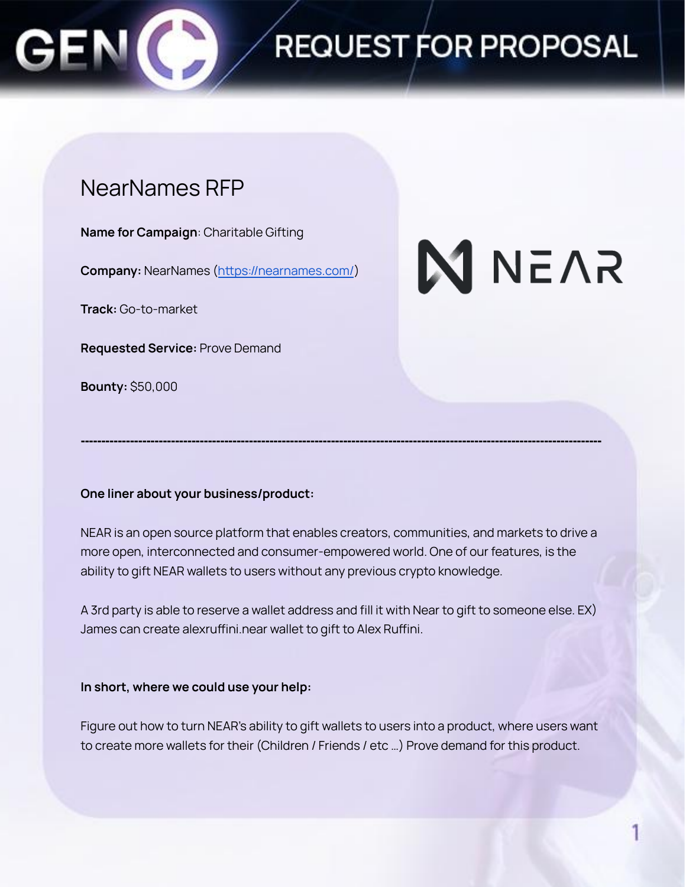# REQUEST FOR PROPOSAL

## NearNames RFP

**Name for Campaign**: Charitable Gifting

**Company:** NearNames (https://nearnames.com/)

**Track:** Go-to-market

**Requested Service:** Prove Demand

**Bounty:** $50,000

---

**One liner about your business/product:**

NEAR is an open source platform that enables creators, communities, and markets to drive a more open, interconnected and consumer-empowered world. One of our features, is the ability to gift NEAR wallets to users without any previous crypto knowledge.

A 3rd party is able to reserve a wallet address and fill it with Near to gift to someone else. EX) James can create alexruffini.near wallet to gift to Alex Ruffini.

**In short, where we could use your help:**

Figure out how to turn NEAR's ability to gift wallets to users into a product, where users want to create more wallets for their (Children / Friends / etc ...) Prove demand for this product.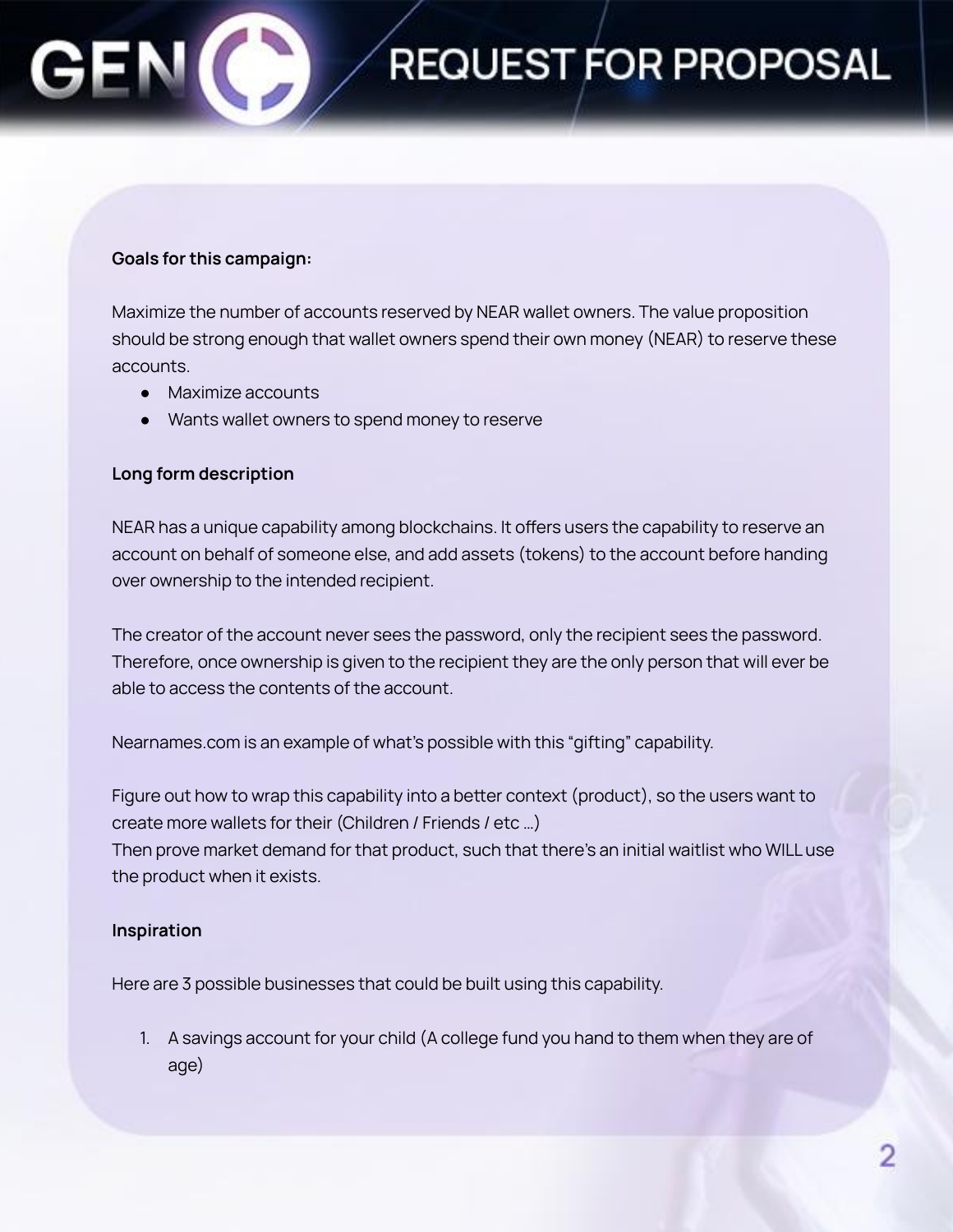**Goals for this campaign:**

Maximize the number of accounts reserved by NEAR wallet owners. The value proposition should be strong enough that wallet owners spend their own money (NEAR) to reserve these accounts.

- Maximize accounts
- Wants wallet owners to spend money to reserve

**Long form description**

NEAR has a unique capability among blockchains. It offers users the capability to reserve an account on behalf of someone else, and add assets (tokens) to the account before handing over ownership to the intended recipient.

The creator of the account never sees the password, only the recipient sees the password. Therefore, once ownership is given to the recipient they are the only person that will ever be able to access the contents of the account.

Nearnames.com is an example of what's possible with this "gifting" capability.

Figure out how to wrap this capability into a better context (product), so the users want to create more wallets for their (Children / Friends / etc ...)
Then prove market demand for that product, such that there's an initial waitlist who WILL use the product when it exists.

**Inspiration**

Here are 3 possible businesses that could be built using this capability.

1. A savings account for your child (A college fund you hand to them when they are of age)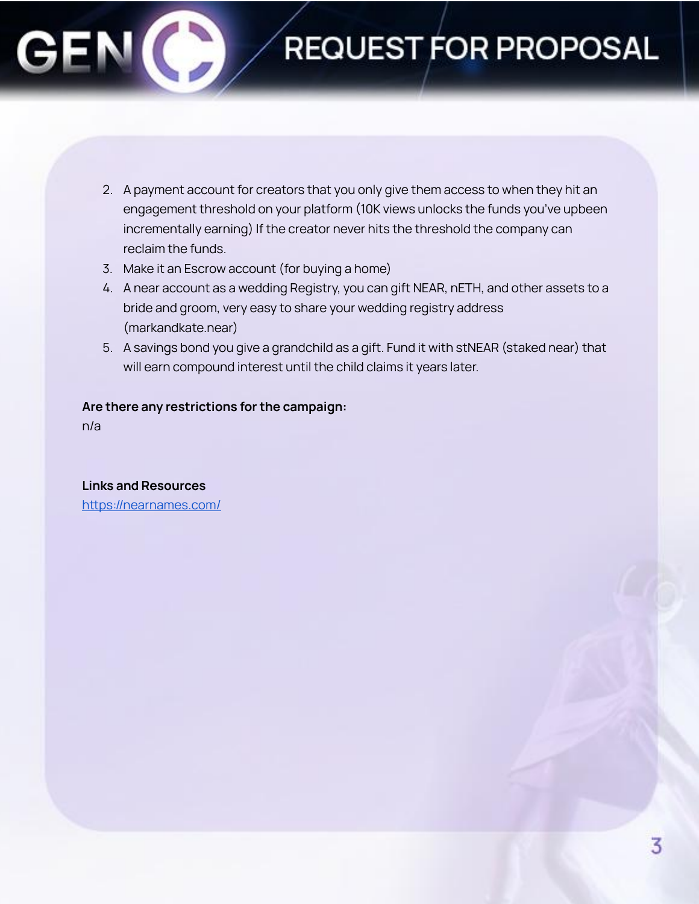2. A payment account for creators that you only give them access to when they hit an engagement threshold on your platform (10K views unlocks the funds you've upbeen incrementally earning) If the creator never hits the threshold the company can reclaim the funds.
3. Make it an Escrow account (for buying a home)
4. A near account as a wedding Registry, you can gift NEAR, nETH, and other assets to a bride and groom, very easy to share your wedding registry address (markandkate.near)
5. A savings bond you give a grandchild as a gift. Fund it with stNEAR (staked near) that will earn compound interest until the child claims it years later.

**Are there any restrictions for the campaign:**
n/a

**Links and Resources**
https://nearnames.com/